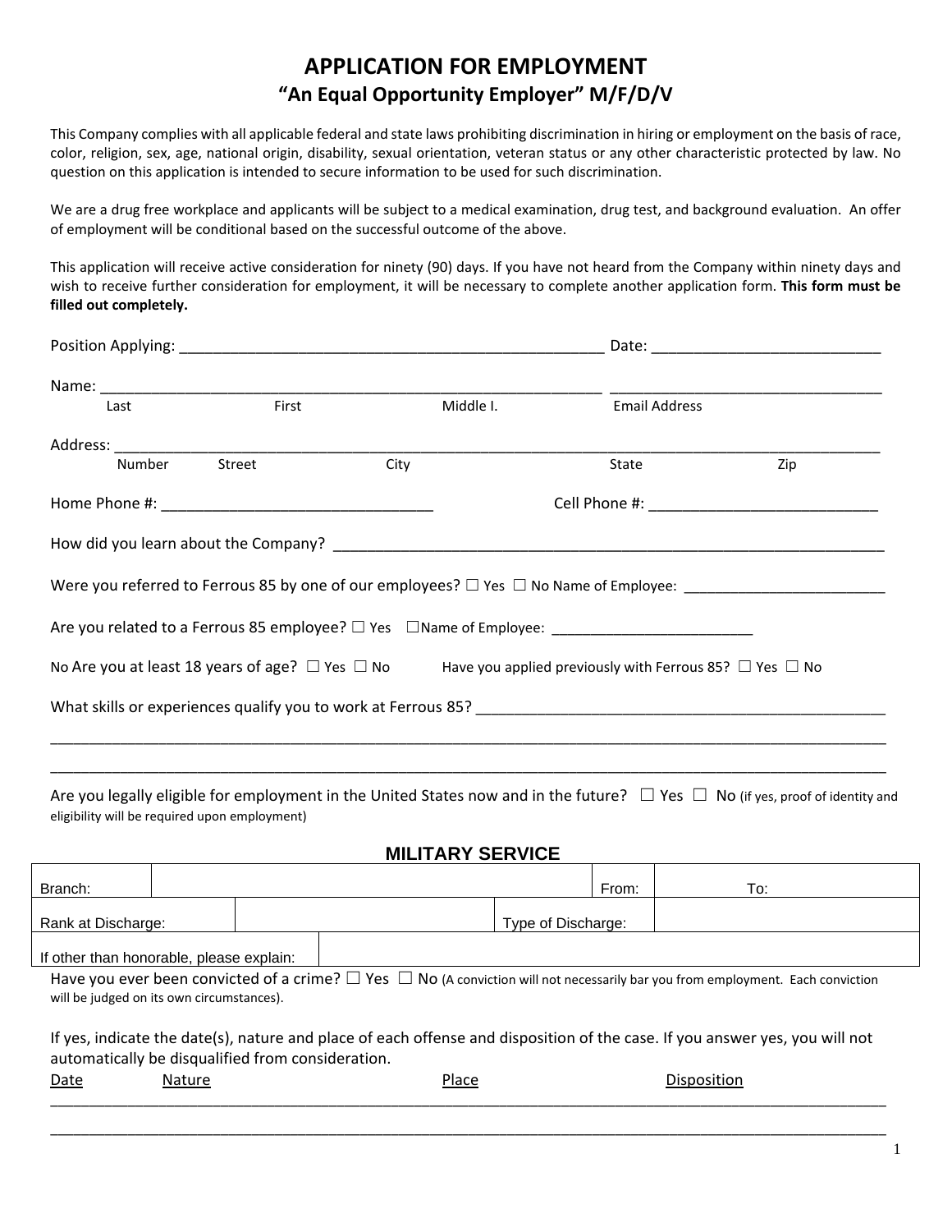# APPLICATION FOR EMPLOYMENT

## "An Equal Opportunity Employer" M/F/D/V

This Company complies with all applicable federal and state laws prohibiting discrimination in hiring or employment on the basis of race, color, religion, sex, age, national origin, disability, sexual orientation, veteran status or any other characteristic protected by law. No question on this application is intended to secure information to be used for such discrimination.

We are a drug free workplace and applicants will be subject to a medical examination, drug test, and background evaluation. An offer of employment will be conditional based on the successful outcome of the above.

This application will receive active consideration for ninety (90) days. If you have not heard from the Company within ninety days and wish to receive further consideration for employment, it will be necessary to complete another application form. **This form must be filled out completely.**

Position Applying: ___________________________________________________ Date: ___________________________

Name: ____________________________________________________________ _________________________________
Last First Middle I. Email Address

Address: _____________________________________________________________________________________________
Number Street City State Zip

Home Phone #: ________________________________ Cell Phone #: ___________________________

How did you learn about the Company? ___________________________________________________________________

Were you referred to Ferrous 85 by one of our employees? ☐ Yes ☐ No Name of Employee: ________________________

Are you related to a Ferrous 85 employee? ☐ Yes ☐Name of Employee: ________________________

No Are you at least 18 years of age? ☐ Yes ☐ No Have you applied previously with Ferrous 85? ☐ Yes ☐ No

What skills or experiences qualify you to work at Ferrous 85? __________________________________________________

_____________________________________________________________________________________________

_____________________________________________________________________________________________

Are you legally eligible for employment in the United States now and in the future? ☐ Yes ☐ No (if yes, proof of identity and eligibility will be required upon employment)

### MILITARY SERVICE

| Branch: | | From: | To: |
|---|---|---|---|
| Rank at Discharge: | | Type of Discharge: | |
| If other than honorable, please explain: | | | |

Have you ever been convicted of a crime? ☐ Yes ☐ No (A conviction will not necessarily bar you from employment. Each conviction will be judged on its own circumstances).

If yes, indicate the date(s), nature and place of each offense and disposition of the case. If you answer yes, you will not automatically be disqualified from consideration.

Date Nature Place Disposition

_____________________________________________________________________________________________

_____________________________________________________________________________________________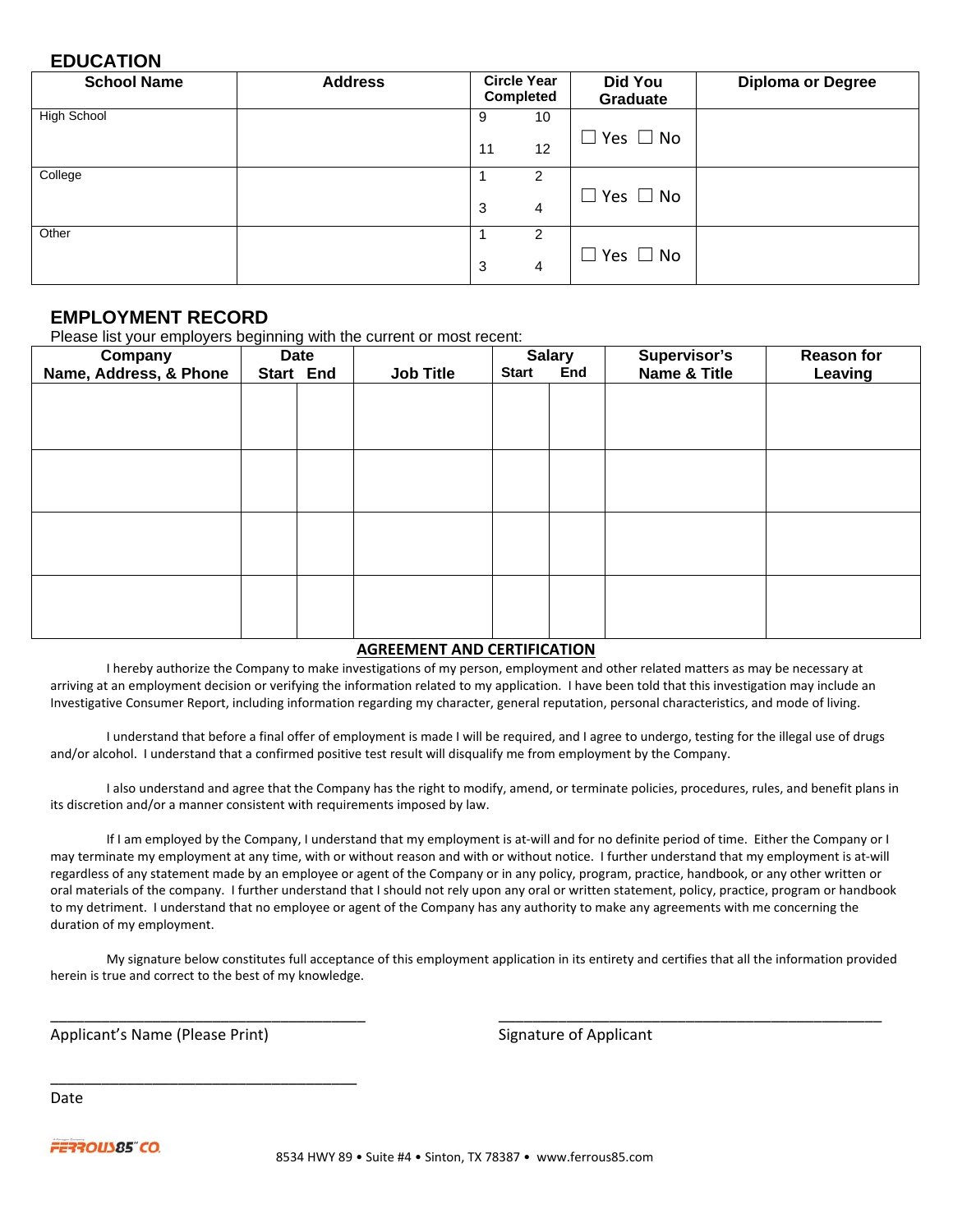## EDUCATION

| School Name | Address | Circle Year Completed | Did You Graduate | Diploma or Degree |
|---|---|---|---|---|
| High School | | 9 10 11 12 | ☐ Yes ☐ No | |
| College | | 1 2 3 4 | ☐ Yes ☐ No | |
| Other | | 1 2 3 4 | ☐ Yes ☐ No | |

## EMPLOYMENT RECORD

Please list your employers beginning with the current or most recent:

| Company Name, Address, & Phone | Date | | Job Title | Salary | | Supervisor's Name & Title | Reason for Leaving |
|---|---|---|---|---|---|---|---|
| | Start | End | | Start | End | | |
| | | | | | | | |
| | | | | | | | |
| | | | | | | | |
| | | | | | | | |

### AGREEMENT AND CERTIFICATION

I hereby authorize the Company to make investigations of my person, employment and other related matters as may be necessary at arriving at an employment decision or verifying the information related to my application. I have been told that this investigation may include an Investigative Consumer Report, including information regarding my character, general reputation, personal characteristics, and mode of living.

I understand that before a final offer of employment is made I will be required, and I agree to undergo, testing for the illegal use of drugs and/or alcohol. I understand that a confirmed positive test result will disqualify me from employment by the Company.

I also understand and agree that the Company has the right to modify, amend, or terminate policies, procedures, rules, and benefit plans in its discretion and/or a manner consistent with requirements imposed by law.

If I am employed by the Company, I understand that my employment is at-will and for no definite period of time. Either the Company or I may terminate my employment at any time, with or without reason and with or without notice. I further understand that my employment is at-will regardless of any statement made by an employee or agent of the Company or in any policy, program, practice, handbook, or any other written or oral materials of the company. I further understand that I should not rely upon any oral or written statement, policy, practice, program or handbook to my detriment. I understand that no employee or agent of the Company has any authority to make any agreements with me concerning the duration of my employment.

My signature below constitutes full acceptance of this employment application in its entirety and certifies that all the information provided herein is true and correct to the best of my knowledge.

_______________________________________
Applicant's Name (Please Print)

_______________________________________________
Signature of Applicant

______________________________________
Date

FERROUS85 CO.

8534 HWY 89 • Suite #4 • Sinton, TX 78387 • www.ferrous85.com